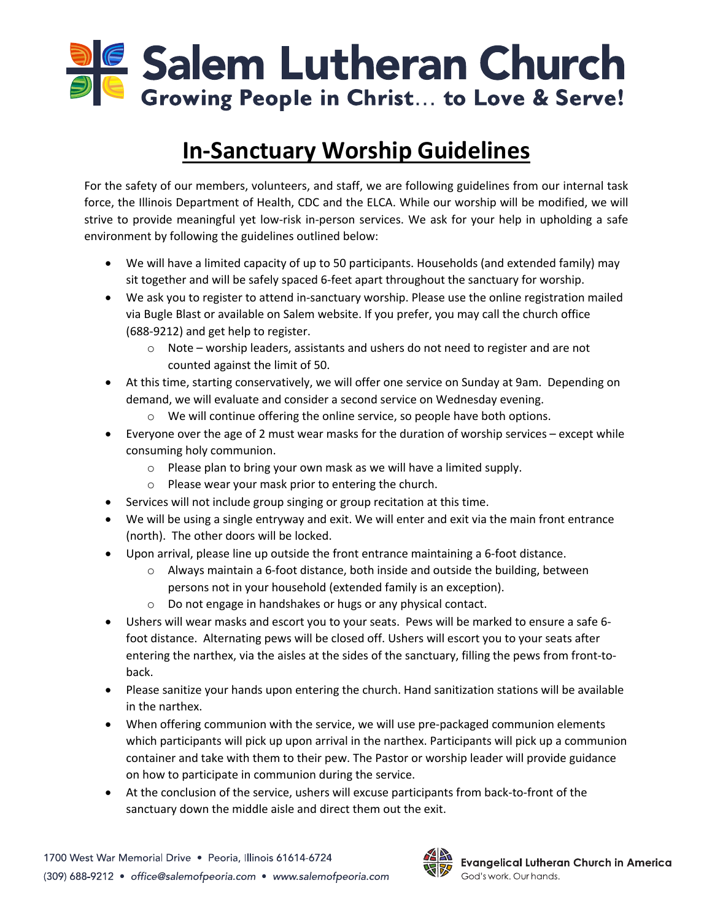# Salem Lutheran Church

**Growing People in Christ… to Love & Serve!**

## In-Sanctuary Worship Guidelines

For the safety of our members, volunteers, and staff, we are following guidelines from our internal task force, the Illinois Department of Health, CDC and the ELCA. While our worship will be modified, we will strive to provide meaningful yet low-risk in-person services. We ask for your help in upholding a safe environment by following the guidelines outlined below:

- We will have a limited capacity of up to 50 participants. Households (and extended family) may sit together and will be safely spaced 6-feet apart throughout the sanctuary for worship.
- We ask you to register to attend in-sanctuary worship. Please use the online registration mailed via Bugle Blast or available on Salem website. If you prefer, you may call the church office (688-9212) and get help to register.
  - Note – worship leaders, assistants and ushers do not need to register and are not counted against the limit of 50.
- At this time, starting conservatively, we will offer one service on Sunday at 9am. Depending on demand, we will evaluate and consider a second service on Wednesday evening.
  - We will continue offering the online service, so people have both options.
- Everyone over the age of 2 must wear masks for the duration of worship services – except while consuming holy communion.
  - Please plan to bring your own mask as we will have a limited supply.
  - Please wear your mask prior to entering the church.
- Services will not include group singing or group recitation at this time.
- We will be using a single entryway and exit. We will enter and exit via the main front entrance (north). The other doors will be locked.
- Upon arrival, please line up outside the front entrance maintaining a 6-foot distance.
  - Always maintain a 6-foot distance, both inside and outside the building, between persons not in your household (extended family is an exception).
  - Do not engage in handshakes or hugs or any physical contact.
- Ushers will wear masks and escort you to your seats. Pews will be marked to ensure a safe 6-foot distance. Alternating pews will be closed off. Ushers will escort you to your seats after entering the narthex, via the aisles at the sides of the sanctuary, filling the pews from front-to-back.
- Please sanitize your hands upon entering the church. Hand sanitization stations will be available in the narthex.
- When offering communion with the service, we will use pre-packaged communion elements which participants will pick up upon arrival in the narthex. Participants will pick up a communion container and take with them to their pew. The Pastor or worship leader will provide guidance on how to participate in communion during the service.
- At the conclusion of the service, ushers will excuse participants from back-to-front of the sanctuary down the middle aisle and direct them out the exit.

1700 West War Memorial Drive • Peoria, Illinois 61614-6724
(309) 688-9212 • office@salemofpeoria.com • www.salemofpeoria.com

Evangelical Lutheran Church in America
God's work. Our hands.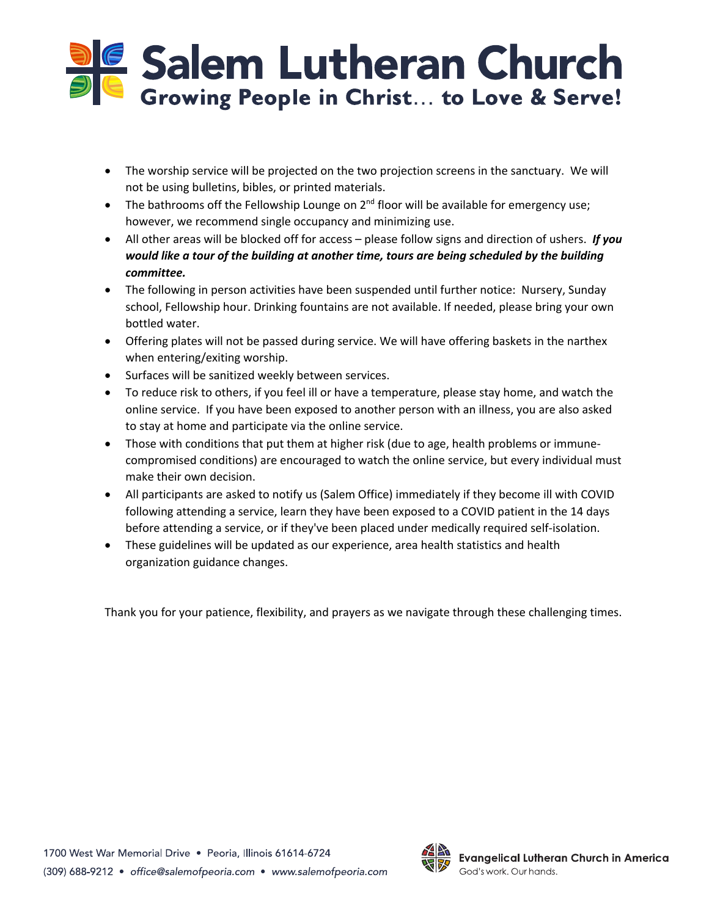- The worship service will be projected on the two projection screens in the sanctuary. We will not be using bulletins, bibles, or printed materials.
- The bathrooms off the Fellowship Lounge on 2nd floor will be available for emergency use; however, we recommend single occupancy and minimizing use.
- All other areas will be blocked off for access – please follow signs and direction of ushers. ***If you would like a tour of the building at another time, tours are being scheduled by the building committee.***
- The following in person activities have been suspended until further notice: Nursery, Sunday school, Fellowship hour. Drinking fountains are not available. If needed, please bring your own bottled water.
- Offering plates will not be passed during service. We will have offering baskets in the narthex when entering/exiting worship.
- Surfaces will be sanitized weekly between services.
- To reduce risk to others, if you feel ill or have a temperature, please stay home, and watch the online service. If you have been exposed to another person with an illness, you are also asked to stay at home and participate via the online service.
- Those with conditions that put them at higher risk (due to age, health problems or immune-compromised conditions) are encouraged to watch the online service, but every individual must make their own decision.
- All participants are asked to notify us (Salem Office) immediately if they become ill with COVID following attending a service, learn they have been exposed to a COVID patient in the 14 days before attending a service, or if they've been placed under medically required self-isolation.
- These guidelines will be updated as our experience, area health statistics and health organization guidance changes.

Thank you for your patience, flexibility, and prayers as we navigate through these challenging times.